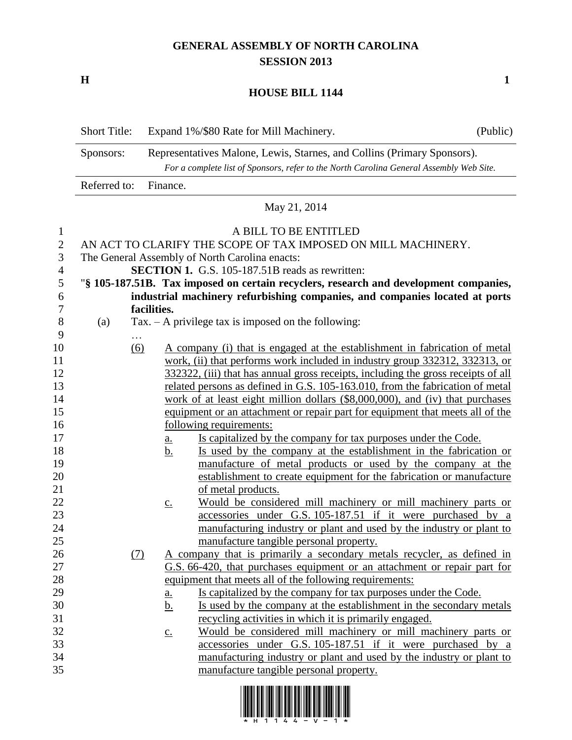# GENERAL ASSEMBLY OF NORTH CAROLINA
## SESSION 2013

**H** **1**

## HOUSE BILL 1144

| | | |
|---|---|---|
| Short Title: | Expand 1%/$80 Rate for Mill Machinery. | (Public) |
| Sponsors: | Representatives Malone, Lewis, Starnes, and Collins (Primary Sponsors). *For a complete list of Sponsors, refer to the North Carolina General Assembly Web Site.* | |
| Referred to: | Finance. | |

May 21, 2014

A BILL TO BE ENTITLED

AN ACT TO CLARIFY THE SCOPE OF TAX IMPOSED ON MILL MACHINERY.

The General Assembly of North Carolina enacts:

**SECTION 1.** G.S. 105-187.51B reads as rewritten:

"**§ 105-187.51B. Tax imposed on certain recyclers, research and development companies, industrial machinery refurbishing companies, and companies located at ports facilities.**

(a) Tax. – A privilege tax is imposed on the following:

…

(6) A company (i) that is engaged at the establishment in fabrication of metal work, (ii) that performs work included in industry group 332312, 332313, or 332322, (iii) that has annual gross receipts, including the gross receipts of all related persons as defined in G.S. 105-163.010, from the fabrication of metal work of at least eight million dollars ($8,000,000), and (iv) that purchases equipment or an attachment or repair part for equipment that meets all of the following requirements:

a. Is capitalized by the company for tax purposes under the Code.

b. Is used by the company at the establishment in the fabrication or manufacture of metal products or used by the company at the establishment to create equipment for the fabrication or manufacture of metal products.

c. Would be considered mill machinery or mill machinery parts or accessories under G.S. 105-187.51 if it were purchased by a manufacturing industry or plant and used by the industry or plant to manufacture tangible personal property.

(7) A company that is primarily a secondary metals recycler, as defined in G.S. 66-420, that purchases equipment or an attachment or repair part for equipment that meets all of the following requirements:

a. Is capitalized by the company for tax purposes under the Code.

b. Is used by the company at the establishment in the secondary metals recycling activities in which it is primarily engaged.

c. Would be considered mill machinery or mill machinery parts or accessories under G.S. 105-187.51 if it were purchased by a manufacturing industry or plant and used by the industry or plant to manufacture tangible personal property.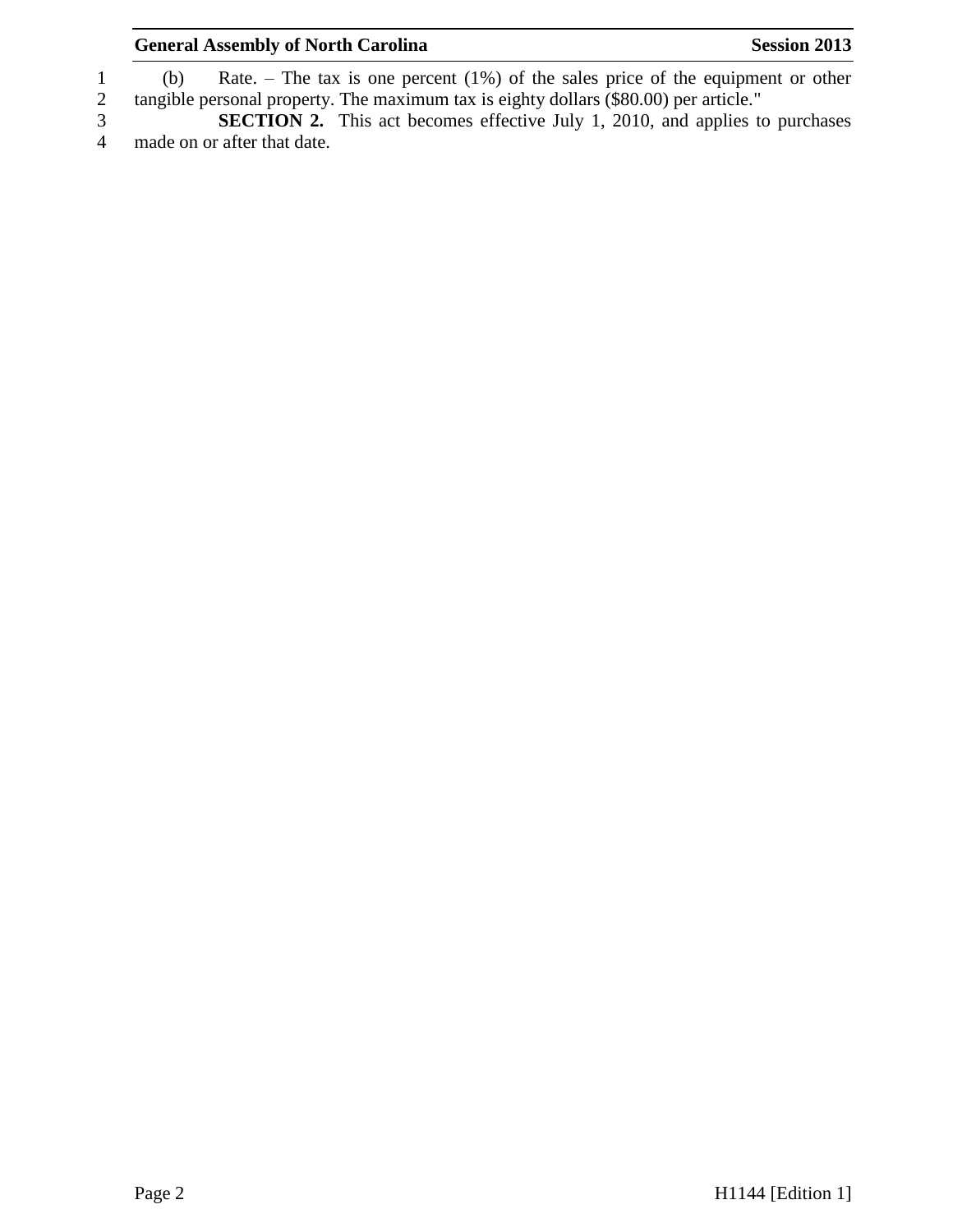(b) Rate. – The tax is one percent (1%) of the sales price of the equipment or other tangible personal property. The maximum tax is eighty dollars ($80.00) per article."

**SECTION 2.** This act becomes effective July 1, 2010, and applies to purchases made on or after that date.